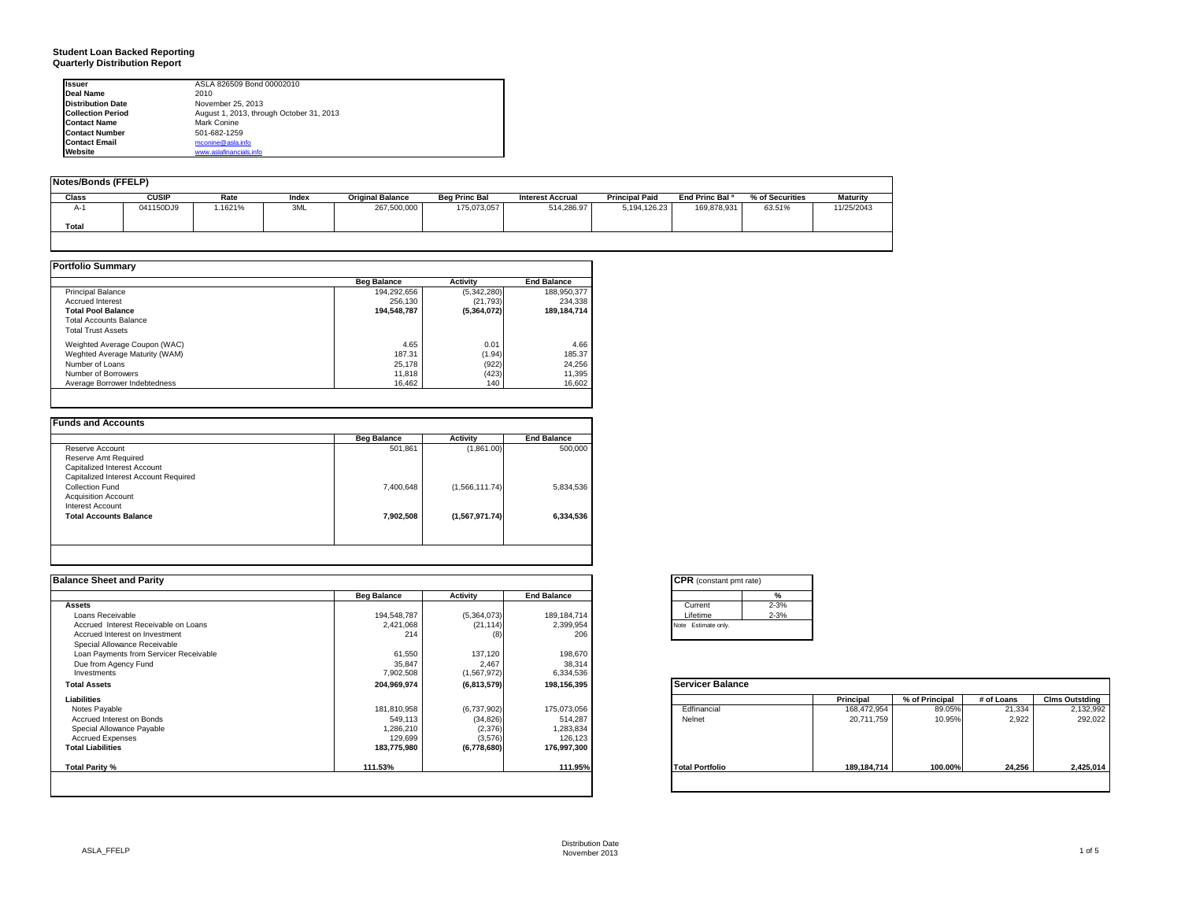# Student Loan Backed Reporting
## Quarterly Distribution Report

| | |
|---|---|
| **Issuer** | ASLA 826509 Bond 00002010 |
| **Deal Name** | 2010 |
| **Distribution Date** | November 25, 2013 |
| **Collection Period** | August 1, 2013, through October 31, 2013 |
| **Contact Name** | Mark Conine |
| **Contact Number** | 501-682-1259 |
| **Contact Email** | mconine@asla.info |
| **Website** | www.aslafinancials.info |

### Notes/Bonds (FFELP)

| Class | CUSIP | Rate | Index | Original Balance | Beg Princ Bal | Interest Accrual | Principal Paid | End Princ Bal ª | % of Securities | Maturity |
|---|---|---|---|---|---|---|---|---|---|---|
| A-1 | 041150DJ9 | 1.1621% | 3ML | 267,500,000 | 175,073,057 | 514,286.97 | 5,194,126.23 | 169,878,931 | 63.51% | 11/25/2043 |
| **Total** | | | | | | | | | | |

### Portfolio Summary

| | Beg Balance | Activity | End Balance |
|---|---|---|---|
| Principal Balance | 194,292,656 | (5,342,280) | 188,950,377 |
| Accrued Interest | 256,130 | (21,793) | 234,338 |
| **Total Pool Balance** | **194,548,787** | **(5,364,072)** | **189,184,714** |
| Total Accounts Balance | | | |
| Total Trust Assets | | | |
| Weighted Average Coupon (WAC) | 4.65 | 0.01 | 4.66 |
| Weghted Average Maturity (WAM) | 187.31 | (1.94) | 185.37 |
| Number of Loans | 25,178 | (922) | 24,256 |
| Number of Borrowers | 11,818 | (423) | 11,395 |
| Average Borrower Indebtedness | 16,462 | 140 | 16,602 |

### Funds and Accounts

| | Beg Balance | Activity | End Balance |
|---|---|---|---|
| Reserve Account | 501,861 | (1,861.00) | 500,000 |
| Reserve Amt Required | | | |
| Capitalized Interest Account | | | |
| Capitalized Interest Account Required | | | |
| Collection Fund | 7,400,648 | (1,566,111.74) | 5,834,536 |
| Acquisition Account | | | |
| Interest Account | | | |
| **Total Accounts Balance** | **7,902,508** | **(1,567,971.74)** | **6,334,536** |

### Balance Sheet and Parity

| | Beg Balance | Activity | End Balance |
|---|---|---|---|
| **Assets** | | | |
| Loans Receivable | 194,548,787 | (5,364,073) | 189,184,714 |
| Accrued Interest Receivable on Loans | 2,421,068 | (21,114) | 2,399,954 |
| Accrued Interest on Investment | 214 | (8) | 206 |
| Special Allowance Receivable | | | |
| Loan Payments from Servicer Receivable | 61,550 | 137,120 | 198,670 |
| Due from Agency Fund | 35,847 | 2,467 | 38,314 |
| Investments | 7,902,508 | (1,567,972) | 6,334,536 |
| **Total Assets** | **204,969,974** | **(6,813,579)** | **198,156,395** |
| **Liabilities** | | | |
| Notes Payable | 181,810,958 | (6,737,902) | 175,073,056 |
| Accrued Interest on Bonds | 549,113 | (34,826) | 514,287 |
| Special Allowance Payable | 1,286,210 | (2,376) | 1,283,834 |
| Accrued Expenses | 129,699 | (3,576) | 126,123 |
| **Total Liabilities** | **183,775,980** | **(6,778,680)** | **176,997,300** |
| **Total Parity %** | **111.53%** | | **111.95%** |

### CPR (constant pmt rate)

| | % |
|---|---|
| Current | 2-3% |
| Lifetime | 2-3% |

Note Estimate only.

### Servicer Balance

| | Principal | % of Principal | # of Loans | Clms Outstding |
|---|---|---|---|---|
| Edfinancial | 168,472,954 | 89.05% | 21,334 | 2,132,992 |
| Nelnet | 20,711,759 | 10.95% | 2,922 | 292,022 |
| **Total Portfolio** | **189,184,714** | **100.00%** | **24,256** | **2,425,014** |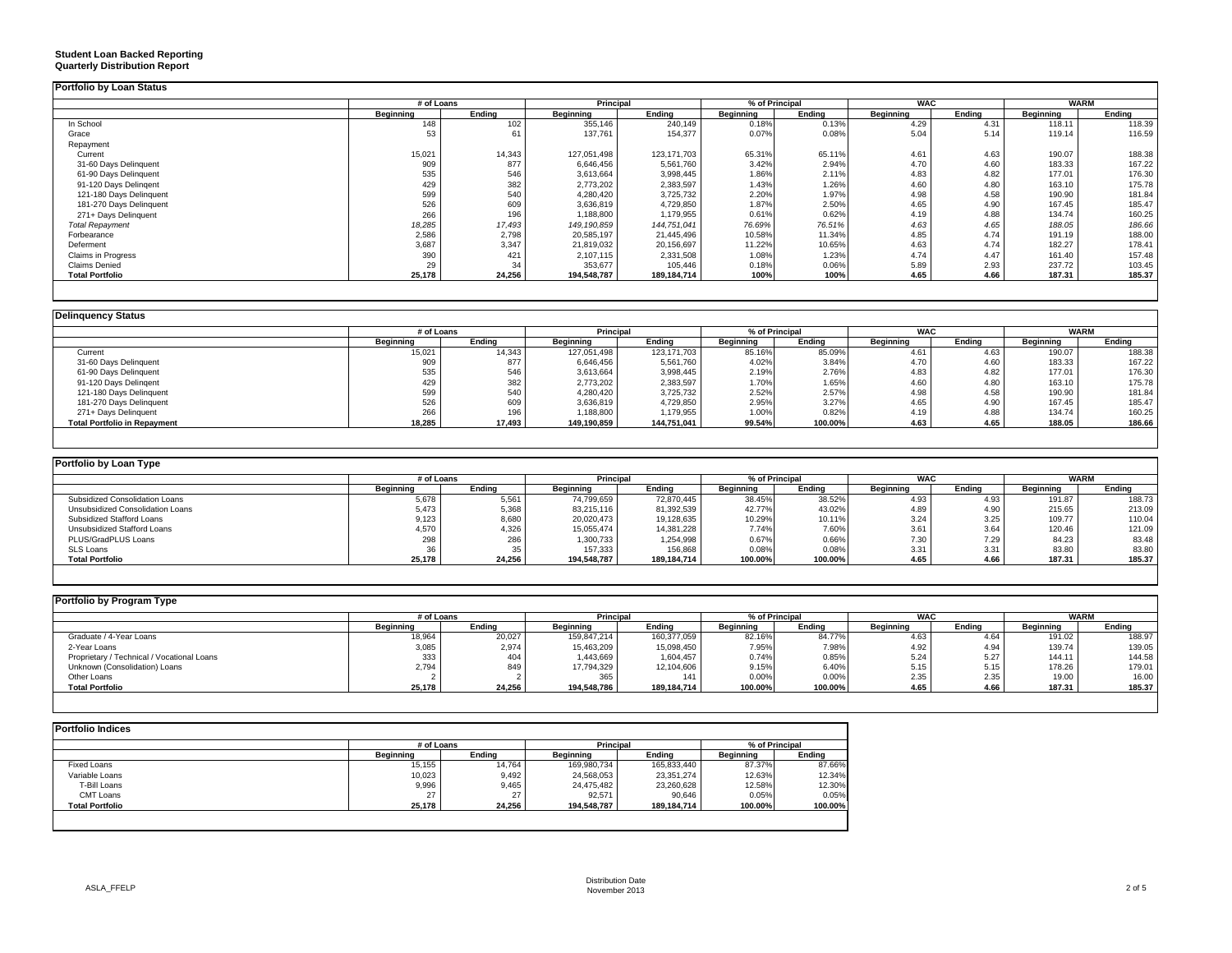**Student Loan Backed Reporting**
**Quarterly Distribution Report**

## Portfolio by Loan Status

| | # of Loans | | Principal | | % of Principal | | WAC | | WARM | |
|---|---|---|---|---|---|---|---|---|---|---|
| | Beginning | Ending | Beginning | Ending | Beginning | Ending | Beginning | Ending | Beginning | Ending |
| In School | 148 | 102 | 355,146 | 240,149 | 0.18% | 0.13% | 4.29 | 4.31 | 118.11 | 118.39 |
| Grace | 53 | 61 | 137,761 | 154,377 | 0.07% | 0.08% | 5.04 | 5.14 | 119.14 | 116.59 |
| Repayment | | | | | | | | | | |
| Current | 15,021 | 14,343 | 127,051,498 | 123,171,703 | 65.31% | 65.11% | 4.61 | 4.63 | 190.07 | 188.38 |
| 31-60 Days Delinquent | 909 | 877 | 6,646,456 | 5,561,760 | 3.42% | 2.94% | 4.70 | 4.60 | 183.33 | 167.22 |
| 61-90 Days Delinquent | 535 | 546 | 3,613,664 | 3,998,445 | 1.86% | 2.11% | 4.83 | 4.82 | 177.01 | 176.30 |
| 91-120 Days Delingent | 429 | 382 | 2,773,202 | 2,383,597 | 1.43% | 1.26% | 4.60 | 4.80 | 163.10 | 175.78 |
| 121-180 Days Delinquent | 599 | 540 | 4,280,420 | 3,725,732 | 2.20% | 1.97% | 4.98 | 4.58 | 190.90 | 181.84 |
| 181-270 Days Delinquent | 526 | 609 | 3,636,819 | 4,729,850 | 1.87% | 2.50% | 4.65 | 4.90 | 167.45 | 185.47 |
| 271+ Days Delinquent | 266 | 196 | 1,188,800 | 1,179,955 | 0.61% | 0.62% | 4.19 | 4.88 | 134.74 | 160.25 |
| *Total Repayment* | *18,285* | *17,493* | *149,190,859* | *144,751,041* | *76.69%* | *76.51%* | *4.63* | *4.65* | *188.05* | *186.66* |
| Forbearance | 2,586 | 2,798 | 20,585,197 | 21,445,496 | 10.58% | 11.34% | 4.85 | 4.74 | 191.19 | 188.00 |
| Deferment | 3,687 | 3,347 | 21,819,032 | 20,156,697 | 11.22% | 10.65% | 4.63 | 4.74 | 182.27 | 178.41 |
| Claims in Progress | 390 | 421 | 2,107,115 | 2,331,508 | 1.08% | 1.23% | 4.74 | 4.47 | 161.40 | 157.48 |
| Claims Denied | 29 | 34 | 353,677 | 105,446 | 0.18% | 0.06% | 5.89 | 2.93 | 237.72 | 103.45 |
| **Total Portfolio** | **25,178** | **24,256** | **194,548,787** | **189,184,714** | **100%** | **100%** | **4.65** | **4.66** | **187.31** | **185.37** |

## Delinquency Status

| | # of Loans | | Principal | | % of Principal | | WAC | | WARM | |
|---|---|---|---|---|---|---|---|---|---|---|
| | Beginning | Ending | Beginning | Ending | Beginning | Ending | Beginning | Ending | Beginning | Ending |
| Current | 15,021 | 14,343 | 127,051,498 | 123,171,703 | 85.16% | 85.09% | 4.61 | 4.63 | 190.07 | 188.38 |
| 31-60 Days Delinquent | 909 | 877 | 6,646,456 | 5,561,760 | 4.02% | 3.84% | 4.70 | 4.60 | 183.33 | 167.22 |
| 61-90 Days Delinquent | 535 | 546 | 3,613,664 | 3,998,445 | 2.19% | 2.76% | 4.83 | 4.82 | 177.01 | 176.30 |
| 91-120 Days Delingent | 429 | 382 | 2,773,202 | 2,383,597 | 1.70% | 1.65% | 4.60 | 4.80 | 163.10 | 175.78 |
| 121-180 Days Delinquent | 599 | 540 | 4,280,420 | 3,725,732 | 2.52% | 2.57% | 4.98 | 4.58 | 190.90 | 181.84 |
| 181-270 Days Delinquent | 526 | 609 | 3,636,819 | 4,729,850 | 2.95% | 3.27% | 4.65 | 4.90 | 167.45 | 185.47 |
| 271+ Days Delinquent | 266 | 196 | 1,188,800 | 1,179,955 | 1.00% | 0.82% | 4.19 | 4.88 | 134.74 | 160.25 |
| **Total Portfolio in Repayment** | **18,285** | **17,493** | **149,190,859** | **144,751,041** | **99.54%** | **100.00%** | **4.63** | **4.65** | **188.05** | **186.66** |

## Portfolio by Loan Type

| | # of Loans | | Principal | | % of Principal | | WAC | | WARM | |
|---|---|---|---|---|---|---|---|---|---|---|
| | Beginning | Ending | Beginning | Ending | Beginning | Ending | Beginning | Ending | Beginning | Ending |
| Subsidized Consolidation Loans | 5,678 | 5,561 | 74,799,659 | 72,870,445 | 38.45% | 38.52% | 4.93 | 4.93 | 191.87 | 188.73 |
| Unsubsidized Consolidation Loans | 5,473 | 5,368 | 83,215,116 | 81,392,539 | 42.77% | 43.02% | 4.89 | 4.90 | 215.65 | 213.09 |
| Subsidized Stafford Loans | 9,123 | 8,680 | 20,020,473 | 19,128,635 | 10.29% | 10.11% | 3.24 | 3.25 | 109.77 | 110.04 |
| Unsubsidized Stafford Loans | 4,570 | 4,326 | 15,055,474 | 14,381,228 | 7.74% | 7.60% | 3.61 | 3.64 | 120.46 | 121.09 |
| PLUS/GradPLUS Loans | 298 | 286 | 1,300,733 | 1,254,998 | 0.67% | 0.66% | 7.30 | 7.29 | 84.23 | 83.48 |
| SLS Loans | 36 | 35 | 157,333 | 156,868 | 0.08% | 0.08% | 3.31 | 3.31 | 83.80 | 83.80 |
| **Total Portfolio** | **25,178** | **24,256** | **194,548,787** | **189,184,714** | **100.00%** | **100.00%** | **4.65** | **4.66** | **187.31** | **185.37** |

## Portfolio by Program Type

| | # of Loans | | Principal | | % of Principal | | WAC | | WARM | |
|---|---|---|---|---|---|---|---|---|---|---|
| | Beginning | Ending | Beginning | Ending | Beginning | Ending | Beginning | Ending | Beginning | Ending |
| Graduate / 4-Year Loans | 18,964 | 20,027 | 159,847,214 | 160,377,059 | 82.16% | 84.77% | 4.63 | 4.64 | 191.02 | 188.97 |
| 2-Year Loans | 3,085 | 2,974 | 15,463,209 | 15,098,450 | 7.95% | 7.98% | 4.92 | 4.94 | 139.74 | 139.05 |
| Proprietary / Technical / Vocational Loans | 333 | 404 | 1,443,669 | 1,604,457 | 0.74% | 0.85% | 5.24 | 5.27 | 144.11 | 144.58 |
| Unknown (Consolidation) Loans | 2,794 | 849 | 17,794,329 | 12,104,606 | 9.15% | 6.40% | 5.15 | 5.15 | 178.26 | 179.01 |
| Other Loans | 2 | 2 | 365 | 141 | 0.00% | 0.00% | 2.35 | 2.35 | 19.00 | 16.00 |
| **Total Portfolio** | **25,178** | **24,256** | **194,548,786** | **189,184,714** | **100.00%** | **100.00%** | **4.65** | **4.66** | **187.31** | **185.37** |

## Portfolio Indices

| | # of Loans | | Principal | | % of Principal | |
|---|---|---|---|---|---|---|
| | Beginning | Ending | Beginning | Ending | Beginning | Ending |
| Fixed Loans | 15,155 | 14,764 | 169,980,734 | 165,833,440 | 87.37% | 87.66% |
| Variable Loans | 10,023 | 9,492 | 24,568,053 | 23,351,274 | 12.63% | 12.34% |
| T-Bill Loans | 9,996 | 9,465 | 24,475,482 | 23,260,628 | 12.58% | 12.30% |
| CMT Loans | 27 | 27 | 92,571 | 90,646 | 0.05% | 0.05% |
| **Total Portfolio** | **25,178** | **24,256** | **194,548,787** | **189,184,714** | **100.00%** | **100.00%** |

ASLA_FFELP

Distribution Date
November 2013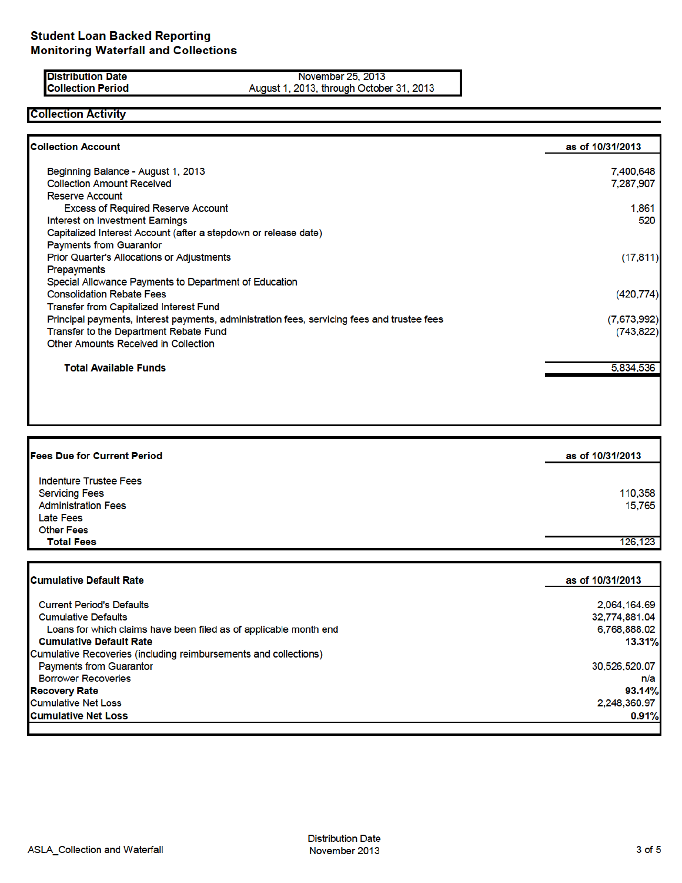# Student Loan Backed Reporting
## Monitoring Waterfall and Collections

| | |
|---|---|
| **Distribution Date** | November 25, 2013 |
| **Collection Period** | August 1, 2013, through October 31, 2013 |

## Collection Activity

| **Collection Account** | **as of 10/31/2013** |
|---|---|
| Beginning Balance - August 1, 2013 | 7,400,648 |
| Collection Amount Received | 7,287,907 |
| Reserve Account | |
| Excess of Required Reserve Account | 1,861 |
| Interest on Investment Earnings | 520 |
| Capitalized Interest Account (after a stepdown or release date) | |
| Payments from Guarantor | |
| Prior Quarter's Allocations or Adjustments | (17,811) |
| Prepayments | |
| Special Allowance Payments to Department of Education | |
| Consolidation Rebate Fees | (420,774) |
| Transfer from Capitalized Interest Fund | |
| Principal payments, interest payments, administration fees, servicing fees and trustee fees | (7,673,992) |
| Transfer to the Department Rebate Fund | (743,822) |
| Other Amounts Received in Collection | |
| **Total Available Funds** | 5,834,536 |

| **Fees Due for Current Period** | **as of 10/31/2013** |
|---|---|
| Indenture Trustee Fees | |
| Servicing Fees | 110,358 |
| Administration Fees | 15,765 |
| Late Fees | |
| Other Fees | |
| **Total Fees** | 126,123 |

| **Cumulative Default Rate** | **as of 10/31/2013** |
|---|---|
| Current Period's Defaults | 2,064,164.69 |
| Cumulative Defaults | 32,774,881.04 |
| Loans for which claims have been filed as of applicable month end | 6,768,888.02 |
| **Cumulative Default Rate** | **13.31%** |
| Cumulative Recoveries (including reimbursements and collections) | |
| Payments from Guarantor | 30,526,520.07 |
| Borrower Recoveries | n/a |
| **Recovery Rate** | **93.14%** |
| Cumulative Net Loss | 2,248,360.97 |
| **Cumulative Net Loss** | **0.91%** |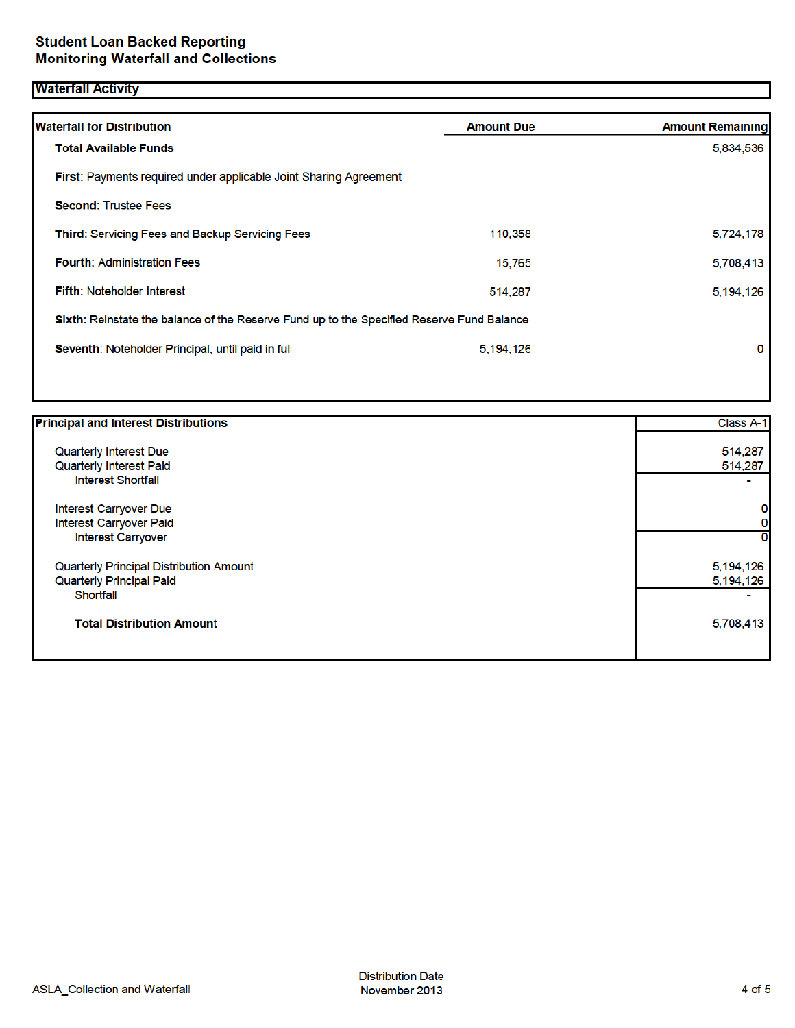# Student Loan Backed Reporting
## Monitoring Waterfall and Collections

### Waterfall Activity

| Waterfall for Distribution | Amount Due | Amount Remaining |
|---|---|---|
| **Total Available Funds** | | 5,834,536 |
| **First**: Payments required under applicable Joint Sharing Agreement | | |
| **Second**: Trustee Fees | | |
| **Third**: Servicing Fees and Backup Servicing Fees | 110,358 | 5,724,178 |
| **Fourth**: Administration Fees | 15,765 | 5,708,413 |
| **Fifth**: Noteholder Interest | 514,287 | 5,194,126 |
| **Sixth**: Reinstate the balance of the Reserve Fund up to the Specified Reserve Fund Balance | | |
| **Seventh**: Noteholder Principal, until paid in full | 5,194,126 | 0 |

| Principal and Interest Distributions | Class A-1 |
|---|---|
| Quarterly Interest Due | 514,287 |
| Quarterly Interest Paid | 514,287 |
| Interest Shortfall | - |
| Interest Carryover Due | 0 |
| Interest Carryover Paid | 0 |
| Interest Carryover | 0 |
| Quarterly Principal Distribution Amount | 5,194,126 |
| Quarterly Principal Paid | 5,194,126 |
| Shortfall | - |
| **Total Distribution Amount** | 5,708,413 |

ASLA_Collection and Waterfall

Distribution Date
November 2013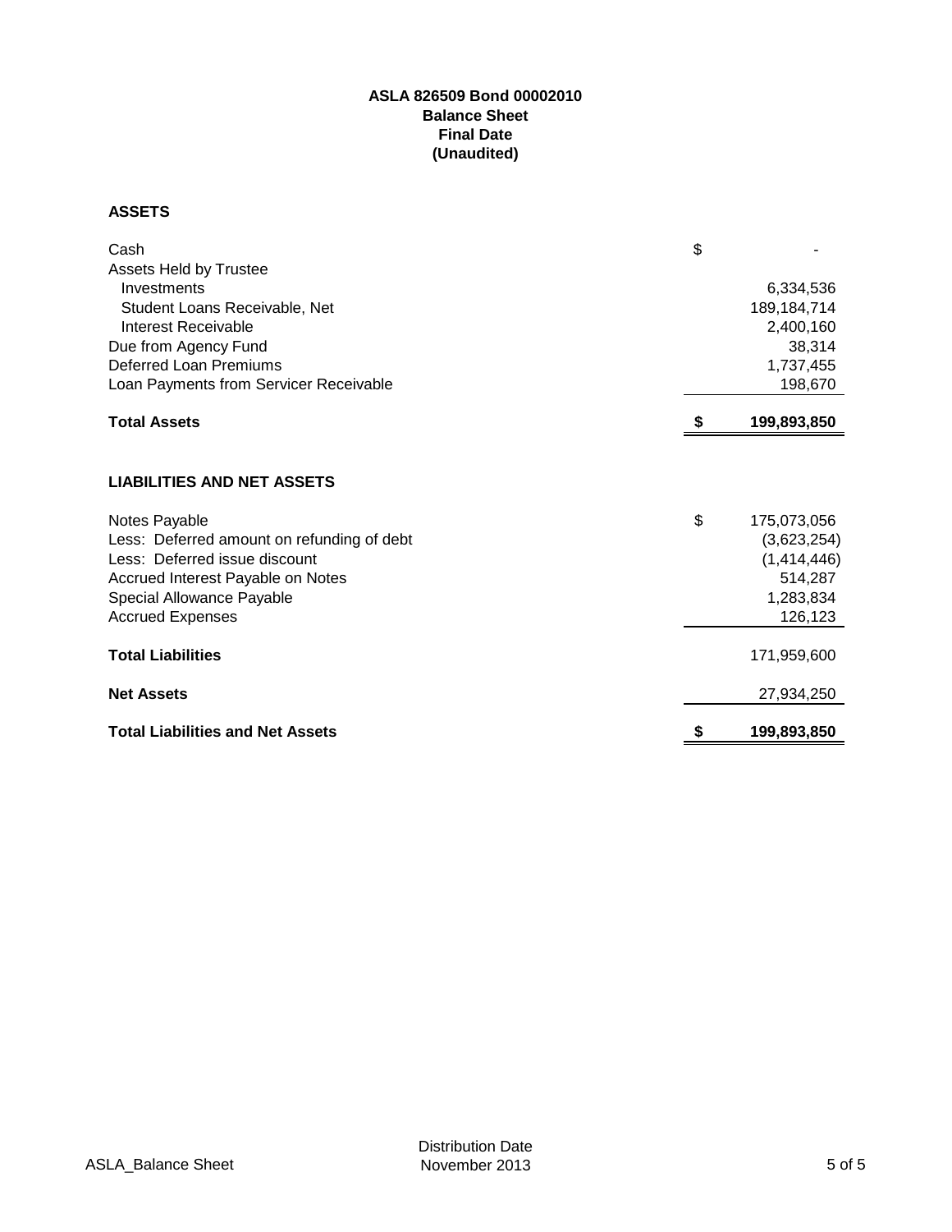**ASLA 826509 Bond 00002010**
**Balance Sheet**
**Final Date**
**(Unaudited)**

## ASSETS

| | | |
|---|---|---|
| Cash | $ | - |
| Assets Held by Trustee | | |
| Investments | | 6,334,536 |
| Student Loans Receivable, Net | | 189,184,714 |
| Interest Receivable | | 2,400,160 |
| Due from Agency Fund | | 38,314 |
| Deferred Loan Premiums | | 1,737,455 |
| Loan Payments from Servicer Receivable | | 198,670 |
| **Total Assets** | **$** | **199,893,850** |

## LIABILITIES AND NET ASSETS

| | | |
|---|---|---|
| Notes Payable | $ | 175,073,056 |
| Less: Deferred amount on refunding of debt | | (3,623,254) |
| Less: Deferred issue discount | | (1,414,446) |
| Accrued Interest Payable on Notes | | 514,287 |
| Special Allowance Payable | | 1,283,834 |
| Accrued Expenses | | 126,123 |
| **Total Liabilities** | | 171,959,600 |
| **Net Assets** | | 27,934,250 |
| **Total Liabilities and Net Assets** | **$** | **199,893,850** |

ASLA_Balance Sheet

Distribution Date
November 2013